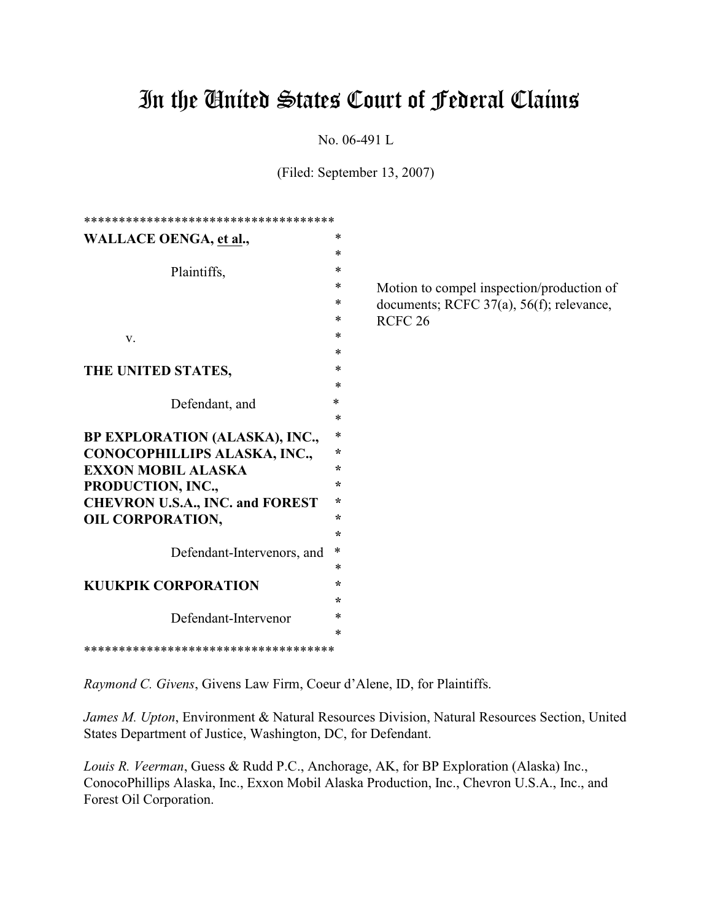# In the United States Court of Federal Claims

No. 06-491 L

(Filed: September 13, 2007)

***********************************

**WALLACE OENGA, et al.,**

Plaintiffs,

v.

**THE UNITED STATES,**

Defendant, and

**BP EXPLORATION (ALASKA), INC., CONOCOPHILLIPS ALASKA, INC., EXXON MOBIL ALASKA PRODUCTION, INC., CHEVRON U.S.A., INC. and FOREST OIL CORPORATION,**

Defendant-Intervenors, and

**KUUKPIK CORPORATION**

Defendant-Intervenor

***********************************

Motion to compel inspection/production of documents; RCFC 37(a), 56(f); relevance, RCFC 26

*Raymond C. Givens*, Givens Law Firm, Coeur d'Alene, ID, for Plaintiffs.

*James M. Upton*, Environment & Natural Resources Division, Natural Resources Section, United States Department of Justice, Washington, DC, for Defendant.

*Louis R. Veerman*, Guess & Rudd P.C., Anchorage, AK, for BP Exploration (Alaska) Inc., ConocoPhillips Alaska, Inc., Exxon Mobil Alaska Production, Inc., Chevron U.S.A., Inc., and Forest Oil Corporation.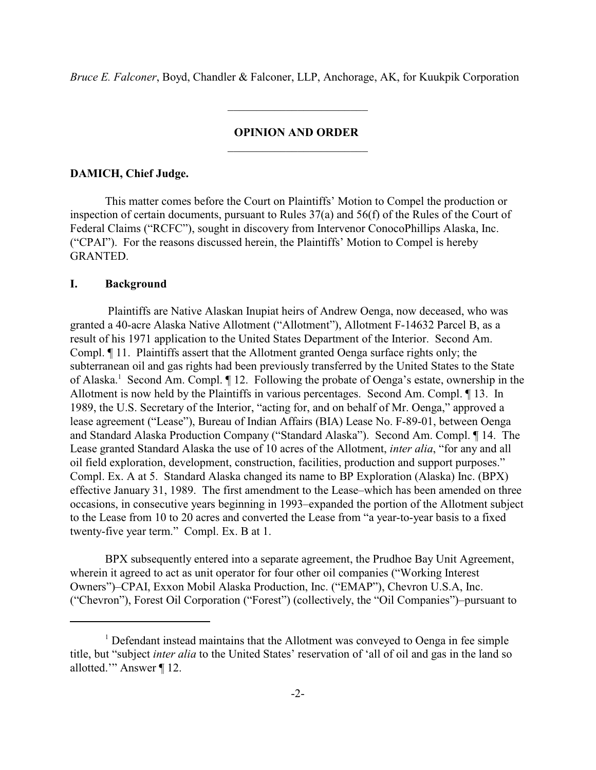*Bruce E. Falconer*, Boyd, Chandler & Falconer, LLP, Anchorage, AK, for Kuukpik Corporation

---

**OPINION AND ORDER**

---

**DAMICH, Chief Judge.**

This matter comes before the Court on Plaintiffs' Motion to Compel the production or inspection of certain documents, pursuant to Rules 37(a) and 56(f) of the Rules of the Court of Federal Claims ("RCFC"), sought in discovery from Intervenor ConocoPhillips Alaska, Inc. ("CPAI"). For the reasons discussed herein, the Plaintiffs' Motion to Compel is hereby GRANTED.

## I. Background

Plaintiffs are Native Alaskan Inupiat heirs of Andrew Oenga, now deceased, who was granted a 40-acre Alaska Native Allotment ("Allotment"), Allotment F-14632 Parcel B, as a result of his 1971 application to the United States Department of the Interior. Second Am. Compl. ¶ 11. Plaintiffs assert that the Allotment granted Oenga surface rights only; the subterranean oil and gas rights had been previously transferred by the United States to the State of Alaska.[1] Second Am. Compl. ¶ 12. Following the probate of Oenga's estate, ownership in the Allotment is now held by the Plaintiffs in various percentages. Second Am. Compl. ¶ 13. In 1989, the U.S. Secretary of the Interior, "acting for, and on behalf of Mr. Oenga," approved a lease agreement ("Lease"), Bureau of Indian Affairs (BIA) Lease No. F-89-01, between Oenga and Standard Alaska Production Company ("Standard Alaska"). Second Am. Compl. ¶ 14. The Lease granted Standard Alaska the use of 10 acres of the Allotment, *inter alia*, "for any and all oil field exploration, development, construction, facilities, production and support purposes." Compl. Ex. A at 5. Standard Alaska changed its name to BP Exploration (Alaska) Inc. (BPX) effective January 31, 1989. The first amendment to the Lease–which has been amended on three occasions, in consecutive years beginning in 1993–expanded the portion of the Allotment subject to the Lease from 10 to 20 acres and converted the Lease from "a year-to-year basis to a fixed twenty-five year term." Compl. Ex. B at 1.

BPX subsequently entered into a separate agreement, the Prudhoe Bay Unit Agreement, wherein it agreed to act as unit operator for four other oil companies ("Working Interest Owners")–CPAI, Exxon Mobil Alaska Production, Inc. ("EMAP"), Chevron U.S.A, Inc. ("Chevron"), Forest Oil Corporation ("Forest") (collectively, the "Oil Companies")–pursuant to

---

[1] Defendant instead maintains that the Allotment was conveyed to Oenga in fee simple title, but "subject *inter alia* to the United States' reservation of 'all of oil and gas in the land so allotted.'" Answer ¶ 12.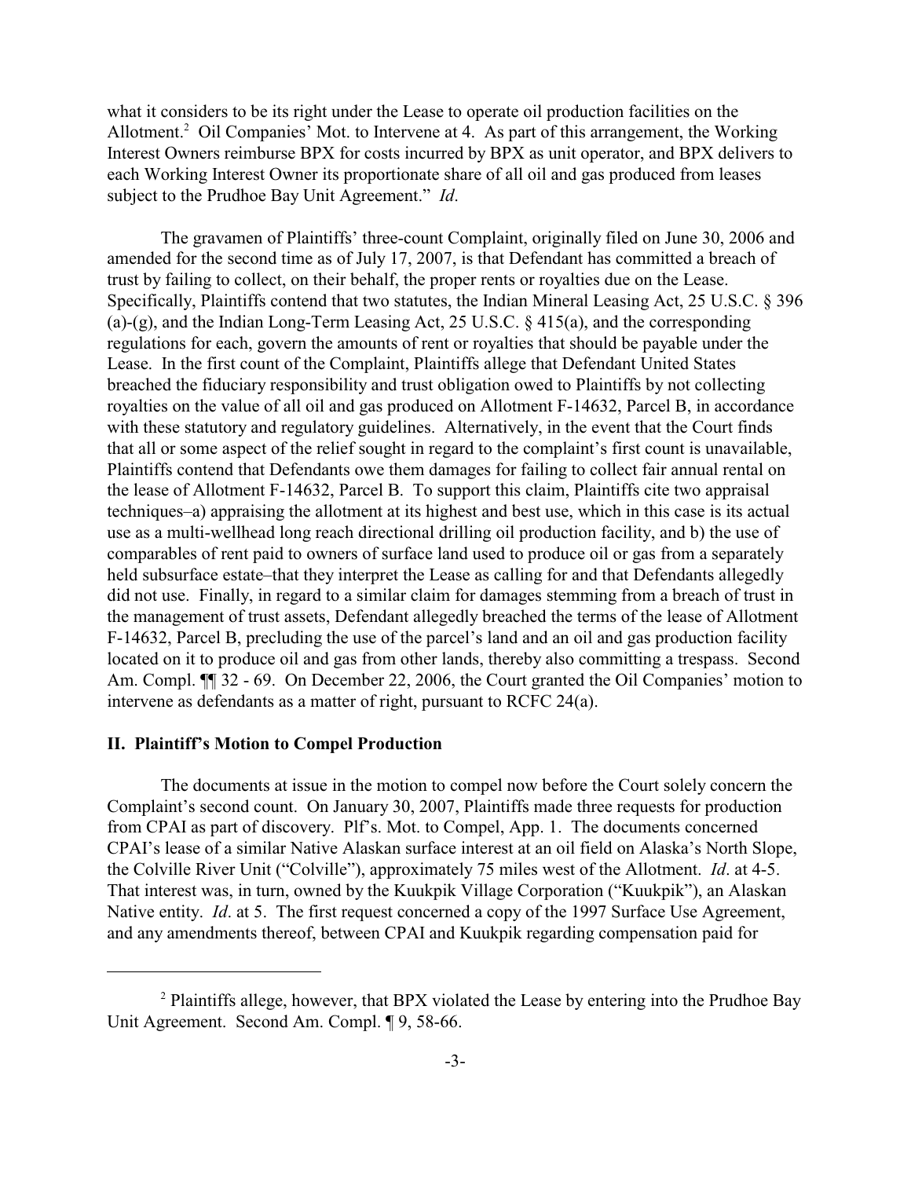what it considers to be its right under the Lease to operate oil production facilities on the Allotment.[2] Oil Companies' Mot. to Intervene at 4. As part of this arrangement, the Working Interest Owners reimburse BPX for costs incurred by BPX as unit operator, and BPX delivers to each Working Interest Owner its proportionate share of all oil and gas produced from leases subject to the Prudhoe Bay Unit Agreement." *Id*.

The gravamen of Plaintiffs' three-count Complaint, originally filed on June 30, 2006 and amended for the second time as of July 17, 2007, is that Defendant has committed a breach of trust by failing to collect, on their behalf, the proper rents or royalties due on the Lease. Specifically, Plaintiffs contend that two statutes, the Indian Mineral Leasing Act, 25 U.S.C. § 396 (a)-(g), and the Indian Long-Term Leasing Act, 25 U.S.C. § 415(a), and the corresponding regulations for each, govern the amounts of rent or royalties that should be payable under the Lease. In the first count of the Complaint, Plaintiffs allege that Defendant United States breached the fiduciary responsibility and trust obligation owed to Plaintiffs by not collecting royalties on the value of all oil and gas produced on Allotment F-14632, Parcel B, in accordance with these statutory and regulatory guidelines. Alternatively, in the event that the Court finds that all or some aspect of the relief sought in regard to the complaint's first count is unavailable, Plaintiffs contend that Defendants owe them damages for failing to collect fair annual rental on the lease of Allotment F-14632, Parcel B. To support this claim, Plaintiffs cite two appraisal techniques–a) appraising the allotment at its highest and best use, which in this case is its actual use as a multi-wellhead long reach directional drilling oil production facility, and b) the use of comparables of rent paid to owners of surface land used to produce oil or gas from a separately held subsurface estate–that they interpret the Lease as calling for and that Defendants allegedly did not use. Finally, in regard to a similar claim for damages stemming from a breach of trust in the management of trust assets, Defendant allegedly breached the terms of the lease of Allotment F-14632, Parcel B, precluding the use of the parcel's land and an oil and gas production facility located on it to produce oil and gas from other lands, thereby also committing a trespass. Second Am. Compl. ¶¶ 32 - 69. On December 22, 2006, the Court granted the Oil Companies' motion to intervene as defendants as a matter of right, pursuant to RCFC 24(a).

## II. Plaintiff's Motion to Compel Production

The documents at issue in the motion to compel now before the Court solely concern the Complaint's second count. On January 30, 2007, Plaintiffs made three requests for production from CPAI as part of discovery. Plf's. Mot. to Compel, App. 1. The documents concerned CPAI's lease of a similar Native Alaskan surface interest at an oil field on Alaska's North Slope, the Colville River Unit ("Colville"), approximately 75 miles west of the Allotment. *Id*. at 4-5. That interest was, in turn, owned by the Kuukpik Village Corporation ("Kuukpik"), an Alaskan Native entity. *Id*. at 5. The first request concerned a copy of the 1997 Surface Use Agreement, and any amendments thereof, between CPAI and Kuukpik regarding compensation paid for

[2] Plaintiffs allege, however, that BPX violated the Lease by entering into the Prudhoe Bay Unit Agreement. Second Am. Compl. ¶ 9, 58-66.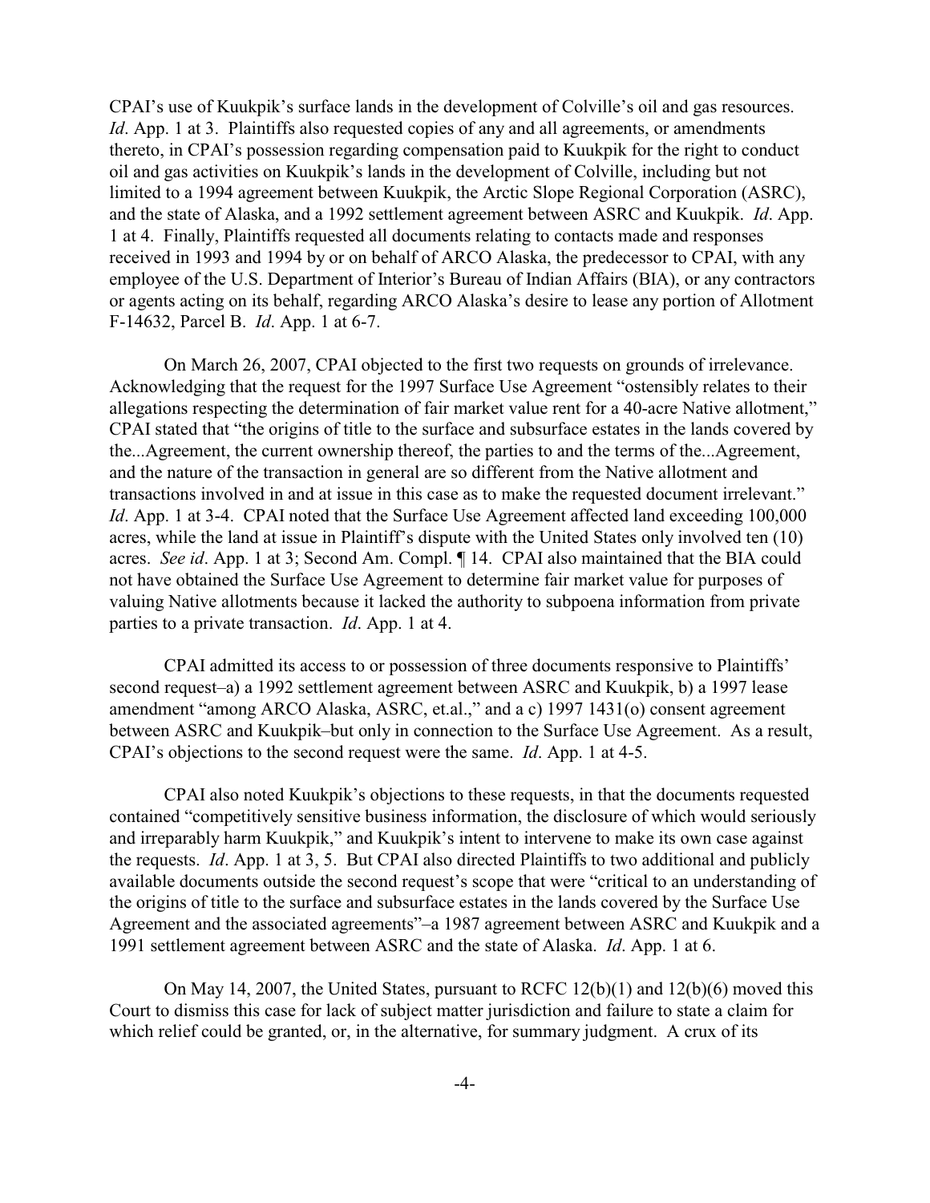CPAI's use of Kuukpik's surface lands in the development of Colville's oil and gas resources. *Id*. App. 1 at 3. Plaintiffs also requested copies of any and all agreements, or amendments thereto, in CPAI's possession regarding compensation paid to Kuukpik for the right to conduct oil and gas activities on Kuukpik's lands in the development of Colville, including but not limited to a 1994 agreement between Kuukpik, the Arctic Slope Regional Corporation (ASRC), and the state of Alaska, and a 1992 settlement agreement between ASRC and Kuukpik. *Id*. App. 1 at 4. Finally, Plaintiffs requested all documents relating to contacts made and responses received in 1993 and 1994 by or on behalf of ARCO Alaska, the predecessor to CPAI, with any employee of the U.S. Department of Interior's Bureau of Indian Affairs (BIA), or any contractors or agents acting on its behalf, regarding ARCO Alaska's desire to lease any portion of Allotment F-14632, Parcel B. *Id*. App. 1 at 6-7.

On March 26, 2007, CPAI objected to the first two requests on grounds of irrelevance. Acknowledging that the request for the 1997 Surface Use Agreement "ostensibly relates to their allegations respecting the determination of fair market value rent for a 40-acre Native allotment," CPAI stated that "the origins of title to the surface and subsurface estates in the lands covered by the...Agreement, the current ownership thereof, the parties to and the terms of the...Agreement, and the nature of the transaction in general are so different from the Native allotment and transactions involved in and at issue in this case as to make the requested document irrelevant." *Id*. App. 1 at 3-4. CPAI noted that the Surface Use Agreement affected land exceeding 100,000 acres, while the land at issue in Plaintiff's dispute with the United States only involved ten (10) acres. *See id*. App. 1 at 3; Second Am. Compl. ¶ 14. CPAI also maintained that the BIA could not have obtained the Surface Use Agreement to determine fair market value for purposes of valuing Native allotments because it lacked the authority to subpoena information from private parties to a private transaction. *Id*. App. 1 at 4.

CPAI admitted its access to or possession of three documents responsive to Plaintiffs' second request–a) a 1992 settlement agreement between ASRC and Kuukpik, b) a 1997 lease amendment "among ARCO Alaska, ASRC, et.al.," and a c) 1997 1431(o) consent agreement between ASRC and Kuukpik–but only in connection to the Surface Use Agreement. As a result, CPAI's objections to the second request were the same. *Id*. App. 1 at 4-5.

CPAI also noted Kuukpik's objections to these requests, in that the documents requested contained "competitively sensitive business information, the disclosure of which would seriously and irreparably harm Kuukpik," and Kuukpik's intent to intervene to make its own case against the requests. *Id*. App. 1 at 3, 5. But CPAI also directed Plaintiffs to two additional and publicly available documents outside the second request's scope that were "critical to an understanding of the origins of title to the surface and subsurface estates in the lands covered by the Surface Use Agreement and the associated agreements"–a 1987 agreement between ASRC and Kuukpik and a 1991 settlement agreement between ASRC and the state of Alaska. *Id*. App. 1 at 6.

On May 14, 2007, the United States, pursuant to RCFC 12(b)(1) and 12(b)(6) moved this Court to dismiss this case for lack of subject matter jurisdiction and failure to state a claim for which relief could be granted, or, in the alternative, for summary judgment. A crux of its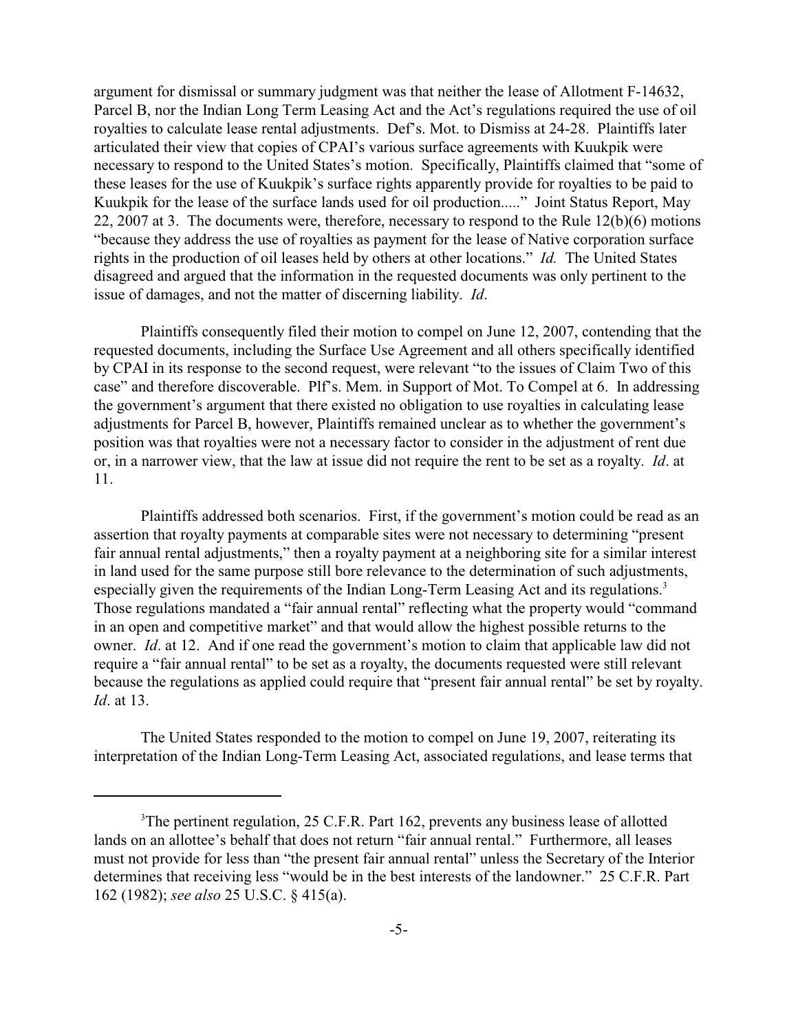argument for dismissal or summary judgment was that neither the lease of Allotment F-14632, Parcel B, nor the Indian Long Term Leasing Act and the Act's regulations required the use of oil royalties to calculate lease rental adjustments. Def's. Mot. to Dismiss at 24-28. Plaintiffs later articulated their view that copies of CPAI's various surface agreements with Kuukpik were necessary to respond to the United States's motion. Specifically, Plaintiffs claimed that "some of these leases for the use of Kuukpik's surface rights apparently provide for royalties to be paid to Kuukpik for the lease of the surface lands used for oil production....." Joint Status Report, May 22, 2007 at 3. The documents were, therefore, necessary to respond to the Rule 12(b)(6) motions "because they address the use of royalties as payment for the lease of Native corporation surface rights in the production of oil leases held by others at other locations." *Id.* The United States disagreed and argued that the information in the requested documents was only pertinent to the issue of damages, and not the matter of discerning liability. *Id*.

Plaintiffs consequently filed their motion to compel on June 12, 2007, contending that the requested documents, including the Surface Use Agreement and all others specifically identified by CPAI in its response to the second request, were relevant "to the issues of Claim Two of this case" and therefore discoverable. Plf's. Mem. in Support of Mot. To Compel at 6. In addressing the government's argument that there existed no obligation to use royalties in calculating lease adjustments for Parcel B, however, Plaintiffs remained unclear as to whether the government's position was that royalties were not a necessary factor to consider in the adjustment of rent due or, in a narrower view, that the law at issue did not require the rent to be set as a royalty. *Id*. at 11.

Plaintiffs addressed both scenarios. First, if the government's motion could be read as an assertion that royalty payments at comparable sites were not necessary to determining "present fair annual rental adjustments," then a royalty payment at a neighboring site for a similar interest in land used for the same purpose still bore relevance to the determination of such adjustments, especially given the requirements of the Indian Long-Term Leasing Act and its regulations.[3] Those regulations mandated a "fair annual rental" reflecting what the property would "command in an open and competitive market" and that would allow the highest possible returns to the owner. *Id*. at 12. And if one read the government's motion to claim that applicable law did not require a "fair annual rental" to be set as a royalty, the documents requested were still relevant because the regulations as applied could require that "present fair annual rental" be set by royalty. *Id*. at 13.

The United States responded to the motion to compel on June 19, 2007, reiterating its interpretation of the Indian Long-Term Leasing Act, associated regulations, and lease terms that

---

[3] The pertinent regulation, 25 C.F.R. Part 162, prevents any business lease of allotted lands on an allottee's behalf that does not return "fair annual rental." Furthermore, all leases must not provide for less than "the present fair annual rental" unless the Secretary of the Interior determines that receiving less "would be in the best interests of the landowner." 25 C.F.R. Part 162 (1982); *see also* 25 U.S.C. § 415(a).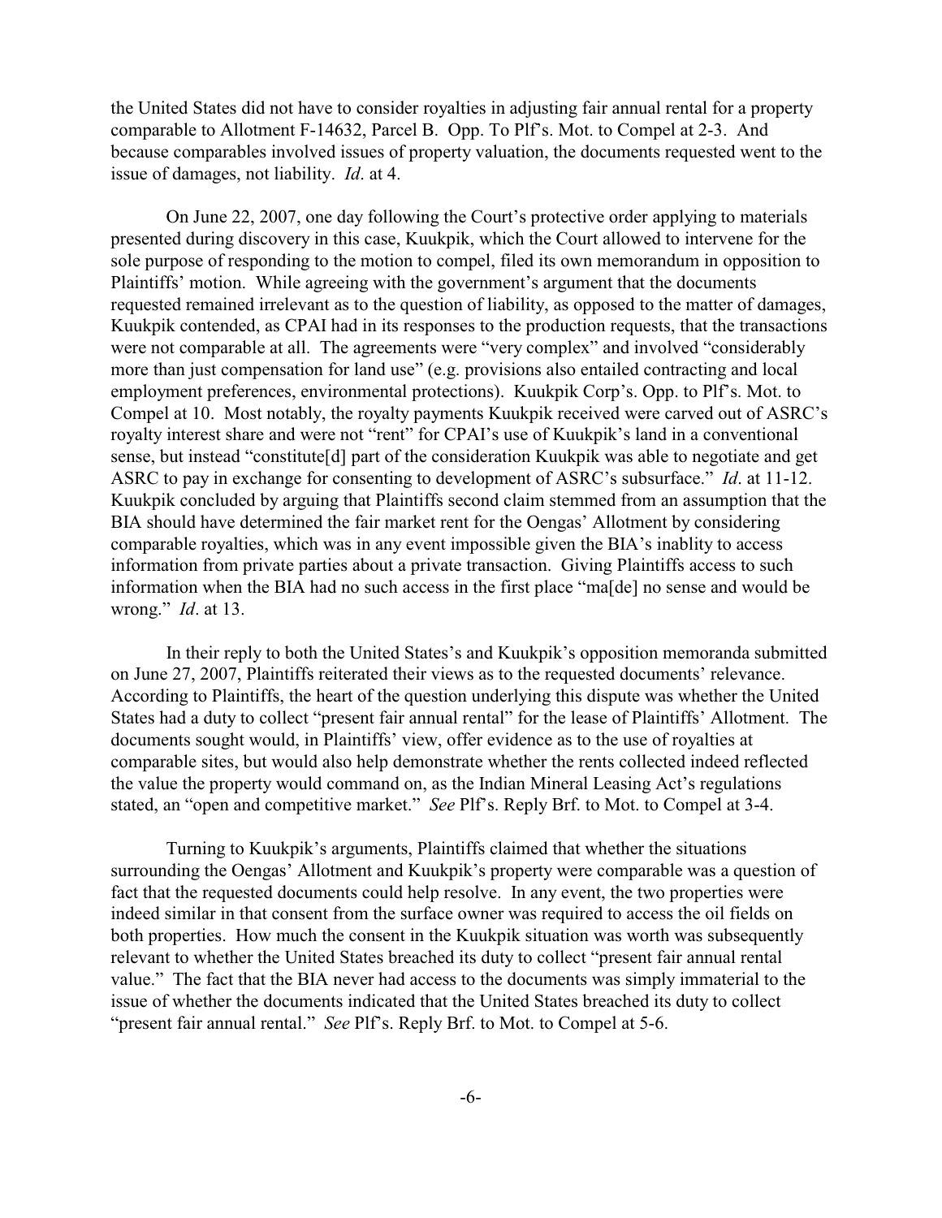the United States did not have to consider royalties in adjusting fair annual rental for a property comparable to Allotment F-14632, Parcel B. Opp. To Plf's. Mot. to Compel at 2-3. And because comparables involved issues of property valuation, the documents requested went to the issue of damages, not liability. *Id*. at 4.

On June 22, 2007, one day following the Court's protective order applying to materials presented during discovery in this case, Kuukpik, which the Court allowed to intervene for the sole purpose of responding to the motion to compel, filed its own memorandum in opposition to Plaintiffs' motion. While agreeing with the government's argument that the documents requested remained irrelevant as to the question of liability, as opposed to the matter of damages, Kuukpik contended, as CPAI had in its responses to the production requests, that the transactions were not comparable at all. The agreements were "very complex" and involved "considerably more than just compensation for land use" (e.g. provisions also entailed contracting and local employment preferences, environmental protections). Kuukpik Corp's. Opp. to Plf's. Mot. to Compel at 10. Most notably, the royalty payments Kuukpik received were carved out of ASRC's royalty interest share and were not "rent" for CPAI's use of Kuukpik's land in a conventional sense, but instead "constitute[d] part of the consideration Kuukpik was able to negotiate and get ASRC to pay in exchange for consenting to development of ASRC's subsurface." *Id*. at 11-12. Kuukpik concluded by arguing that Plaintiffs second claim stemmed from an assumption that the BIA should have determined the fair market rent for the Oengas' Allotment by considering comparable royalties, which was in any event impossible given the BIA's inablity to access information from private parties about a private transaction. Giving Plaintiffs access to such information when the BIA had no such access in the first place "ma[de] no sense and would be wrong." *Id*. at 13.

In their reply to both the United States's and Kuukpik's opposition memoranda submitted on June 27, 2007, Plaintiffs reiterated their views as to the requested documents' relevance. According to Plaintiffs, the heart of the question underlying this dispute was whether the United States had a duty to collect "present fair annual rental" for the lease of Plaintiffs' Allotment. The documents sought would, in Plaintiffs' view, offer evidence as to the use of royalties at comparable sites, but would also help demonstrate whether the rents collected indeed reflected the value the property would command on, as the Indian Mineral Leasing Act's regulations stated, an "open and competitive market." *See* Plf's. Reply Brf. to Mot. to Compel at 3-4.

Turning to Kuukpik's arguments, Plaintiffs claimed that whether the situations surrounding the Oengas' Allotment and Kuukpik's property were comparable was a question of fact that the requested documents could help resolve. In any event, the two properties were indeed similar in that consent from the surface owner was required to access the oil fields on both properties. How much the consent in the Kuukpik situation was worth was subsequently relevant to whether the United States breached its duty to collect "present fair annual rental value." The fact that the BIA never had access to the documents was simply immaterial to the issue of whether the documents indicated that the United States breached its duty to collect "present fair annual rental." *See* Plf's. Reply Brf. to Mot. to Compel at 5-6.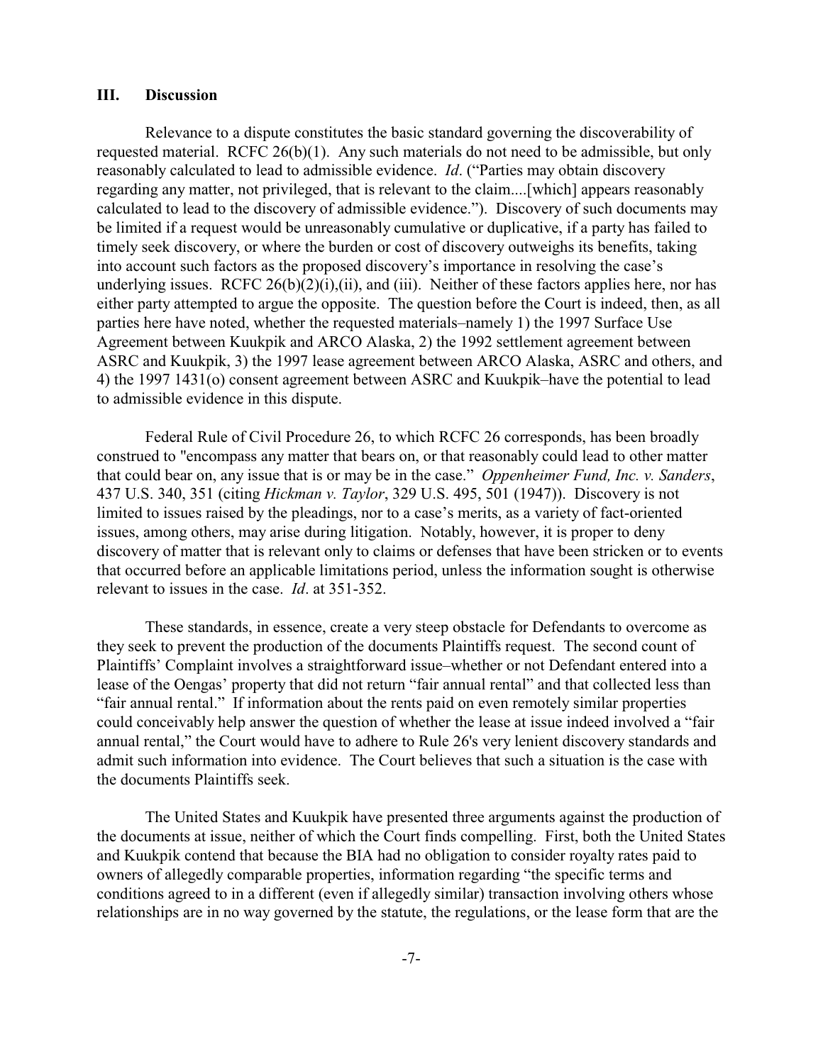## III. Discussion

Relevance to a dispute constitutes the basic standard governing the discoverability of requested material. RCFC 26(b)(1). Any such materials do not need to be admissible, but only reasonably calculated to lead to admissible evidence. *Id*. ("Parties may obtain discovery regarding any matter, not privileged, that is relevant to the claim....[which] appears reasonably calculated to lead to the discovery of admissible evidence."). Discovery of such documents may be limited if a request would be unreasonably cumulative or duplicative, if a party has failed to timely seek discovery, or where the burden or cost of discovery outweighs its benefits, taking into account such factors as the proposed discovery's importance in resolving the case's underlying issues. RCFC 26(b)(2)(i),(ii), and (iii). Neither of these factors applies here, nor has either party attempted to argue the opposite. The question before the Court is indeed, then, as all parties here have noted, whether the requested materials–namely 1) the 1997 Surface Use Agreement between Kuukpik and ARCO Alaska, 2) the 1992 settlement agreement between ASRC and Kuukpik, 3) the 1997 lease agreement between ARCO Alaska, ASRC and others, and 4) the 1997 1431(o) consent agreement between ASRC and Kuukpik–have the potential to lead to admissible evidence in this dispute.

Federal Rule of Civil Procedure 26, to which RCFC 26 corresponds, has been broadly construed to "encompass any matter that bears on, or that reasonably could lead to other matter that could bear on, any issue that is or may be in the case." *Oppenheimer Fund, Inc. v. Sanders*, 437 U.S. 340, 351 (citing *Hickman v. Taylor*, 329 U.S. 495, 501 (1947)). Discovery is not limited to issues raised by the pleadings, nor to a case's merits, as a variety of fact-oriented issues, among others, may arise during litigation. Notably, however, it is proper to deny discovery of matter that is relevant only to claims or defenses that have been stricken or to events that occurred before an applicable limitations period, unless the information sought is otherwise relevant to issues in the case. *Id*. at 351-352.

These standards, in essence, create a very steep obstacle for Defendants to overcome as they seek to prevent the production of the documents Plaintiffs request. The second count of Plaintiffs' Complaint involves a straightforward issue–whether or not Defendant entered into a lease of the Oengas' property that did not return "fair annual rental" and that collected less than "fair annual rental." If information about the rents paid on even remotely similar properties could conceivably help answer the question of whether the lease at issue indeed involved a "fair annual rental," the Court would have to adhere to Rule 26's very lenient discovery standards and admit such information into evidence. The Court believes that such a situation is the case with the documents Plaintiffs seek.

The United States and Kuukpik have presented three arguments against the production of the documents at issue, neither of which the Court finds compelling. First, both the United States and Kuukpik contend that because the BIA had no obligation to consider royalty rates paid to owners of allegedly comparable properties, information regarding "the specific terms and conditions agreed to in a different (even if allegedly similar) transaction involving others whose relationships are in no way governed by the statute, the regulations, or the lease form that are the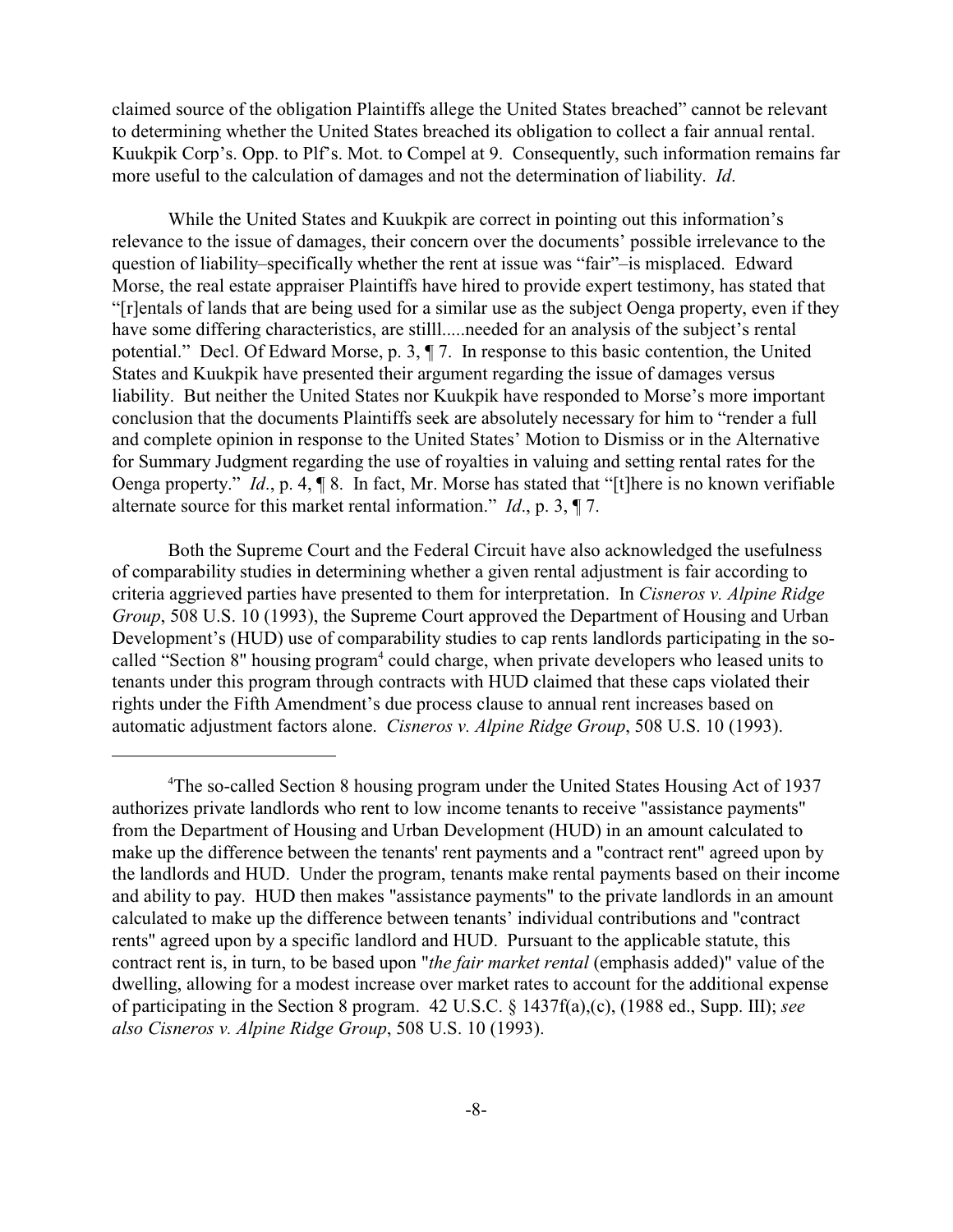claimed source of the obligation Plaintiffs allege the United States breached" cannot be relevant to determining whether the United States breached its obligation to collect a fair annual rental. Kuukpik Corp's. Opp. to Plf's. Mot. to Compel at 9. Consequently, such information remains far more useful to the calculation of damages and not the determination of liability. *Id*.

While the United States and Kuukpik are correct in pointing out this information's relevance to the issue of damages, their concern over the documents' possible irrelevance to the question of liability–specifically whether the rent at issue was "fair"–is misplaced. Edward Morse, the real estate appraiser Plaintiffs have hired to provide expert testimony, has stated that "[r]entals of lands that are being used for a similar use as the subject Oenga property, even if they have some differing characteristics, are stilll.....needed for an analysis of the subject's rental potential." Decl. Of Edward Morse, p. 3, ¶ 7. In response to this basic contention, the United States and Kuukpik have presented their argument regarding the issue of damages versus liability. But neither the United States nor Kuukpik have responded to Morse's more important conclusion that the documents Plaintiffs seek are absolutely necessary for him to "render a full and complete opinion in response to the United States' Motion to Dismiss or in the Alternative for Summary Judgment regarding the use of royalties in valuing and setting rental rates for the Oenga property." *Id*., p. 4, ¶ 8. In fact, Mr. Morse has stated that "[t]here is no known verifiable alternate source for this market rental information." *Id*., p. 3, ¶ 7.

Both the Supreme Court and the Federal Circuit have also acknowledged the usefulness of comparability studies in determining whether a given rental adjustment is fair according to criteria aggrieved parties have presented to them for interpretation. In *Cisneros v. Alpine Ridge Group*, 508 U.S. 10 (1993), the Supreme Court approved the Department of Housing and Urban Development's (HUD) use of comparability studies to cap rents landlords participating in the so-called "Section 8" housing program[4] could charge, when private developers who leased units to tenants under this program through contracts with HUD claimed that these caps violated their rights under the Fifth Amendment's due process clause to annual rent increases based on automatic adjustment factors alone. *Cisneros v. Alpine Ridge Group*, 508 U.S. 10 (1993).

---

[4]The so-called Section 8 housing program under the United States Housing Act of 1937 authorizes private landlords who rent to low income tenants to receive "assistance payments" from the Department of Housing and Urban Development (HUD) in an amount calculated to make up the difference between the tenants' rent payments and a "contract rent" agreed upon by the landlords and HUD. Under the program, tenants make rental payments based on their income and ability to pay. HUD then makes "assistance payments" to the private landlords in an amount calculated to make up the difference between tenants' individual contributions and "contract rents" agreed upon by a specific landlord and HUD. Pursuant to the applicable statute, this contract rent is, in turn, to be based upon "*the fair market rental* (emphasis added)" value of the dwelling, allowing for a modest increase over market rates to account for the additional expense of participating in the Section 8 program. 42 U.S.C. § 1437f(a),(c), (1988 ed., Supp. III); *see also Cisneros v. Alpine Ridge Group*, 508 U.S. 10 (1993).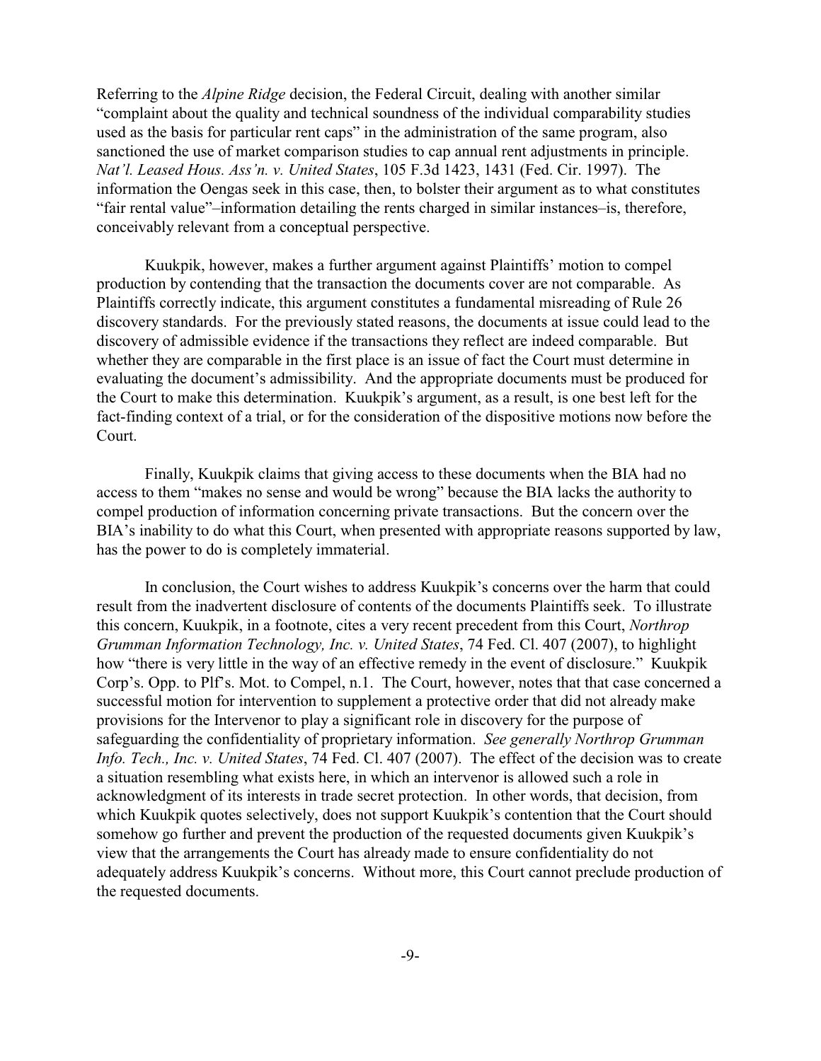Referring to the *Alpine Ridge* decision, the Federal Circuit, dealing with another similar "complaint about the quality and technical soundness of the individual comparability studies used as the basis for particular rent caps" in the administration of the same program, also sanctioned the use of market comparison studies to cap annual rent adjustments in principle. *Nat'l. Leased Hous. Ass'n. v. United States*, 105 F.3d 1423, 1431 (Fed. Cir. 1997). The information the Oengas seek in this case, then, to bolster their argument as to what constitutes "fair rental value"–information detailing the rents charged in similar instances–is, therefore, conceivably relevant from a conceptual perspective.

Kuukpik, however, makes a further argument against Plaintiffs' motion to compel production by contending that the transaction the documents cover are not comparable. As Plaintiffs correctly indicate, this argument constitutes a fundamental misreading of Rule 26 discovery standards. For the previously stated reasons, the documents at issue could lead to the discovery of admissible evidence if the transactions they reflect are indeed comparable. But whether they are comparable in the first place is an issue of fact the Court must determine in evaluating the document's admissibility. And the appropriate documents must be produced for the Court to make this determination. Kuukpik's argument, as a result, is one best left for the fact-finding context of a trial, or for the consideration of the dispositive motions now before the Court.

Finally, Kuukpik claims that giving access to these documents when the BIA had no access to them "makes no sense and would be wrong" because the BIA lacks the authority to compel production of information concerning private transactions. But the concern over the BIA's inability to do what this Court, when presented with appropriate reasons supported by law, has the power to do is completely immaterial.

In conclusion, the Court wishes to address Kuukpik's concerns over the harm that could result from the inadvertent disclosure of contents of the documents Plaintiffs seek. To illustrate this concern, Kuukpik, in a footnote, cites a very recent precedent from this Court, *Northrop Grumman Information Technology, Inc. v. United States*, 74 Fed. Cl. 407 (2007), to highlight how "there is very little in the way of an effective remedy in the event of disclosure." Kuukpik Corp's. Opp. to Plf's. Mot. to Compel, n.1. The Court, however, notes that that case concerned a successful motion for intervention to supplement a protective order that did not already make provisions for the Intervenor to play a significant role in discovery for the purpose of safeguarding the confidentiality of proprietary information. *See generally Northrop Grumman Info. Tech., Inc. v. United States*, 74 Fed. Cl. 407 (2007). The effect of the decision was to create a situation resembling what exists here, in which an intervenor is allowed such a role in acknowledgment of its interests in trade secret protection. In other words, that decision, from which Kuukpik quotes selectively, does not support Kuukpik's contention that the Court should somehow go further and prevent the production of the requested documents given Kuukpik's view that the arrangements the Court has already made to ensure confidentiality do not adequately address Kuukpik's concerns. Without more, this Court cannot preclude production of the requested documents.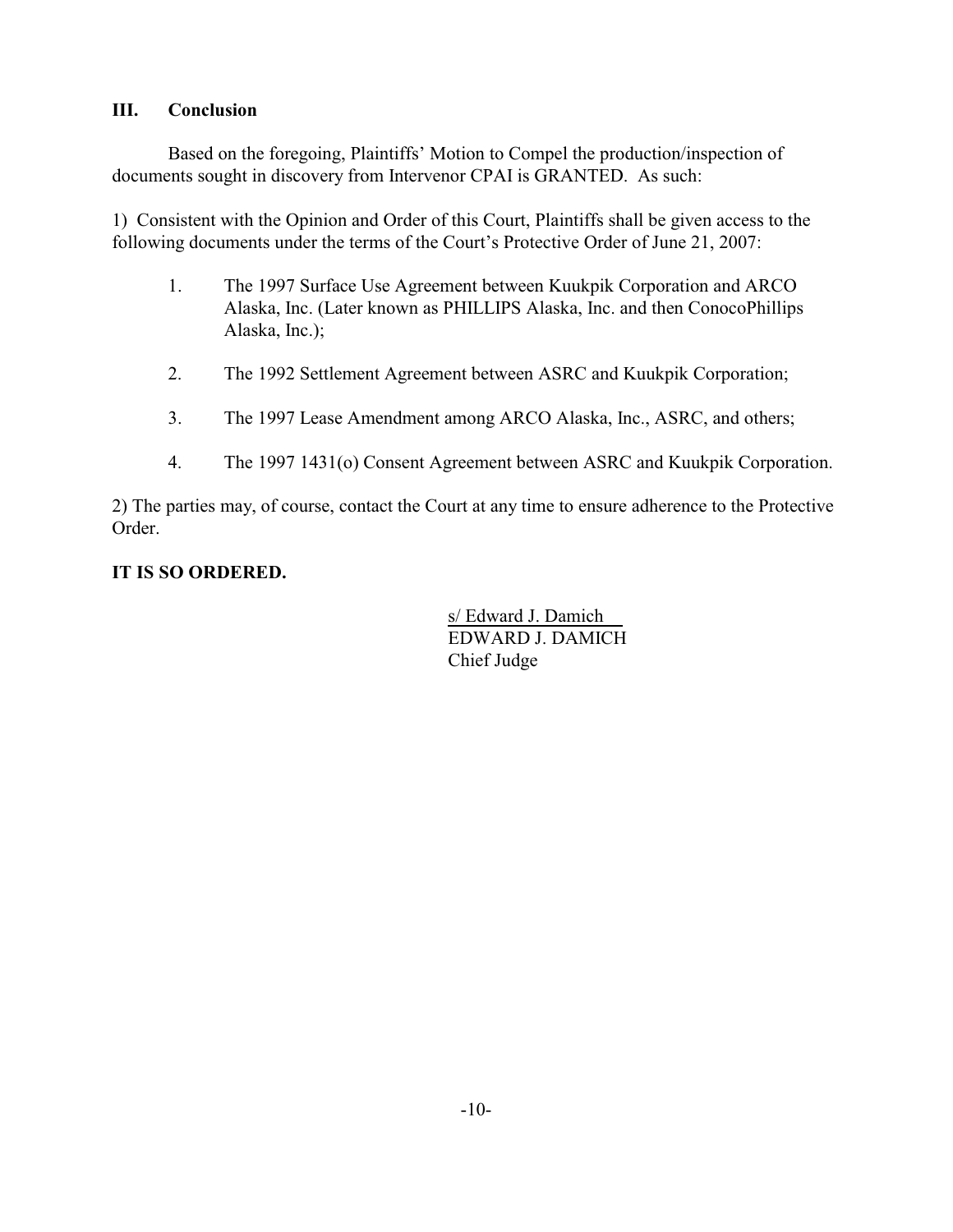## III. Conclusion

Based on the foregoing, Plaintiffs' Motion to Compel the production/inspection of documents sought in discovery from Intervenor CPAI is GRANTED. As such:

1) Consistent with the Opinion and Order of this Court, Plaintiffs shall be given access to the following documents under the terms of the Court's Protective Order of June 21, 2007:

1. The 1997 Surface Use Agreement between Kuukpik Corporation and ARCO Alaska, Inc. (Later known as PHILLIPS Alaska, Inc. and then ConocoPhillips Alaska, Inc.);
2. The 1992 Settlement Agreement between ASRC and Kuukpik Corporation;
3. The 1997 Lease Amendment among ARCO Alaska, Inc., ASRC, and others;
4. The 1997 1431(o) Consent Agreement between ASRC and Kuukpik Corporation.

2) The parties may, of course, contact the Court at any time to ensure adherence to the Protective Order.

**IT IS SO ORDERED.**

s/ Edward J. Damich
EDWARD J. DAMICH
Chief Judge